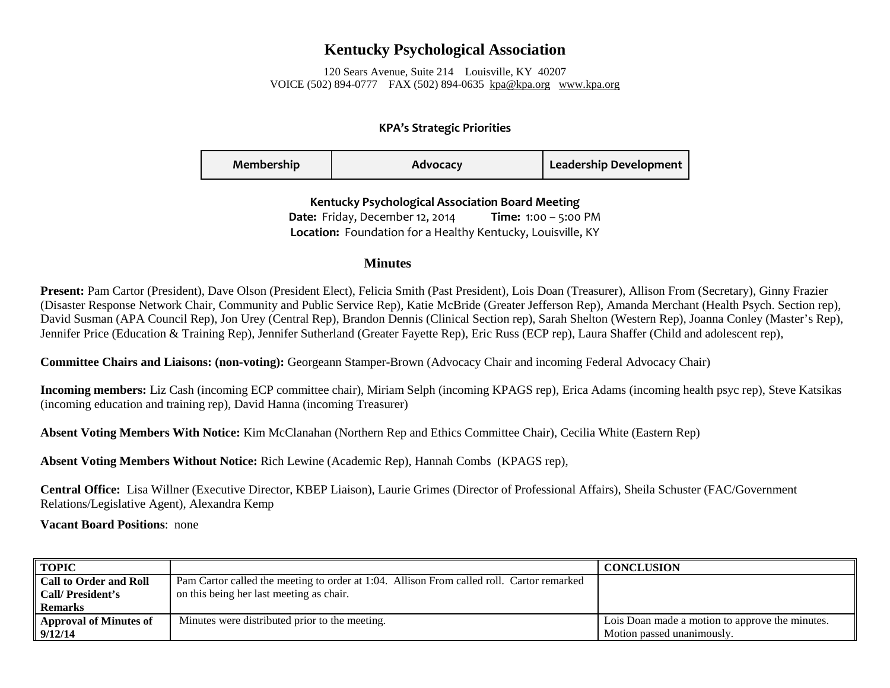# Kentucky Psychological Association

120 Sears Avenue, Suite 214 Louisville, KY 40207
VOICE (502) 894-0777 FAX (502) 894-0635 kpa@kpa.org www.kpa.org

**KPA's Strategic Priorities**

| Membership | Advocacy | Leadership Development |
|---|---|---|

**Kentucky Psychological Association Board Meeting**
**Date:** Friday, December 12, 2014 **Time:** 1:00 – 5:00 PM
**Location:** Foundation for a Healthy Kentucky, Louisville, KY

## Minutes

**Present:** Pam Cartor (President), Dave Olson (President Elect), Felicia Smith (Past President), Lois Doan (Treasurer), Allison From (Secretary), Ginny Frazier (Disaster Response Network Chair, Community and Public Service Rep), Katie McBride (Greater Jefferson Rep), Amanda Merchant (Health Psych. Section rep), David Susman (APA Council Rep), Jon Urey (Central Rep), Brandon Dennis (Clinical Section rep), Sarah Shelton (Western Rep), Joanna Conley (Master's Rep), Jennifer Price (Education & Training Rep), Jennifer Sutherland (Greater Fayette Rep), Eric Russ (ECP rep), Laura Shaffer (Child and adolescent rep),

**Committee Chairs and Liaisons: (non-voting):** Georgeann Stamper-Brown (Advocacy Chair and incoming Federal Advocacy Chair)

**Incoming members:** Liz Cash (incoming ECP committee chair), Miriam Selph (incoming KPAGS rep), Erica Adams (incoming health psyc rep), Steve Katsikas (incoming education and training rep), David Hanna (incoming Treasurer)

**Absent Voting Members With Notice:** Kim McClanahan (Northern Rep and Ethics Committee Chair), Cecilia White (Eastern Rep)

**Absent Voting Members Without Notice:** Rich Lewine (Academic Rep), Hannah Combs (KPAGS rep),

**Central Office:** Lisa Willner (Executive Director, KBEP Liaison), Laurie Grimes (Director of Professional Affairs), Sheila Schuster (FAC/Government Relations/Legislative Agent), Alexandra Kemp

**Vacant Board Positions**: none

| TOPIC | | CONCLUSION |
|---|---|---|
| **Call to Order and Roll Call/ President's Remarks** | Pam Cartor called the meeting to order at 1:04. Allison From called roll. Cartor remarked on this being her last meeting as chair. | |
| **Approval of Minutes of 9/12/14** | Minutes were distributed prior to the meeting. | Lois Doan made a motion to approve the minutes. Motion passed unanimously. |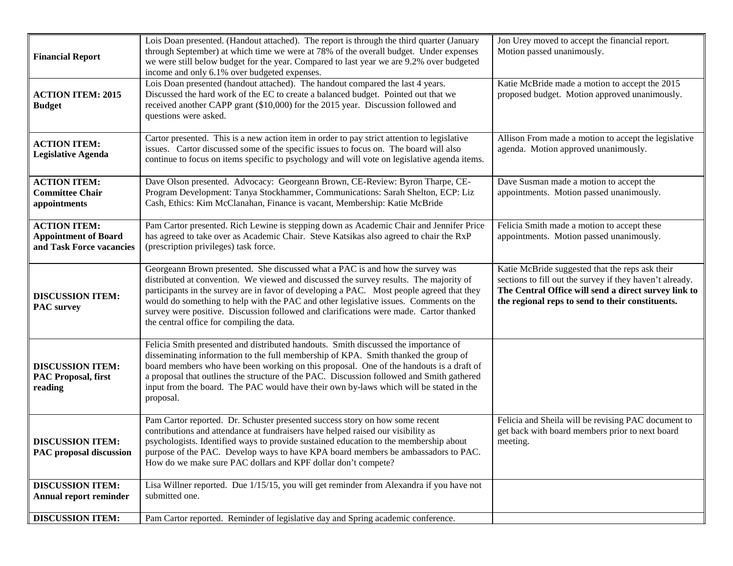| | | |
|---|---|---|
| **Financial Report** | Lois Doan presented. (Handout attached). The report is through the third quarter (January through September) at which time we were at 78% of the overall budget. Under expenses we were still below budget for the year. Compared to last year we are 9.2% over budgeted income and only 6.1% over budgeted expenses. | Jon Urey moved to accept the financial report. Motion passed unanimously. |
| **ACTION ITEM: 2015 Budget** | Lois Doan presented (handout attached). The handout compared the last 4 years. Discussed the hard work of the EC to create a balanced budget. Pointed out that we received another CAPP grant ($10,000) for the 2015 year. Discussion followed and questions were asked. | Katie McBride made a motion to accept the 2015 proposed budget. Motion approved unanimously. |
| **ACTION ITEM: Legislative Agenda** | Cartor presented. This is a new action item in order to pay strict attention to legislative issues. Cartor discussed some of the specific issues to focus on. The board will also continue to focus on items specific to psychology and will vote on legislative agenda items. | Allison From made a motion to accept the legislative agenda. Motion approved unanimously. |
| **ACTION ITEM: Committee Chair appointments** | Dave Olson presented. Advocacy: Georgeann Brown, CE-Review: Byron Tharpe, CE-Program Development: Tanya Stockhammer, Communications: Sarah Shelton, ECP: Liz Cash, Ethics: Kim McClanahan, Finance is vacant, Membership: Katie McBride | Dave Susman made a motion to accept the appointments. Motion passed unanimously. |
| **ACTION ITEM: Appointment of Board and Task Force vacancies** | Pam Cartor presented. Rich Lewine is stepping down as Academic Chair and Jennifer Price has agreed to take over as Academic Chair. Steve Katsikas also agreed to chair the RxP (prescription privileges) task force. | Felicia Smith made a motion to accept these appointments. Motion passed unanimously. |
| **DISCUSSION ITEM: PAC survey** | Georgeann Brown presented. She discussed what a PAC is and how the survey was distributed at convention. We viewed and discussed the survey results. The majority of participants in the survey are in favor of developing a PAC. Most people agreed that they would do something to help with the PAC and other legislative issues. Comments on the survey were positive. Discussion followed and clarifications were made. Cartor thanked the central office for compiling the data. | Katie McBride suggested that the reps ask their sections to fill out the survey if they haven't already. **The Central Office will send a direct survey link to the regional reps to send to their constituents.** |
| **DISCUSSION ITEM: PAC Proposal, first reading** | Felicia Smith presented and distributed handouts. Smith discussed the importance of disseminating information to the full membership of KPA. Smith thanked the group of board members who have been working on this proposal. One of the handouts is a draft of a proposal that outlines the structure of the PAC. Discussion followed and Smith gathered input from the board. The PAC would have their own by-laws which will be stated in the proposal. | |
| **DISCUSSION ITEM: PAC proposal discussion** | Pam Cartor reported. Dr. Schuster presented success story on how some recent contributions and attendance at fundraisers have helped raised our visibility as psychologists. Identified ways to provide sustained education to the membership about purpose of the PAC. Develop ways to have KPA board members be ambassadors to PAC. How do we make sure PAC dollars and KPF dollar don't compete? | Felicia and Sheila will be revising PAC document to get back with board members prior to next board meeting. |
| **DISCUSSION ITEM: Annual report reminder** | Lisa Willner reported. Due 1/15/15, you will get reminder from Alexandra if you have not submitted one. | |
| **DISCUSSION ITEM:** | Pam Cartor reported. Reminder of legislative day and Spring academic conference. | |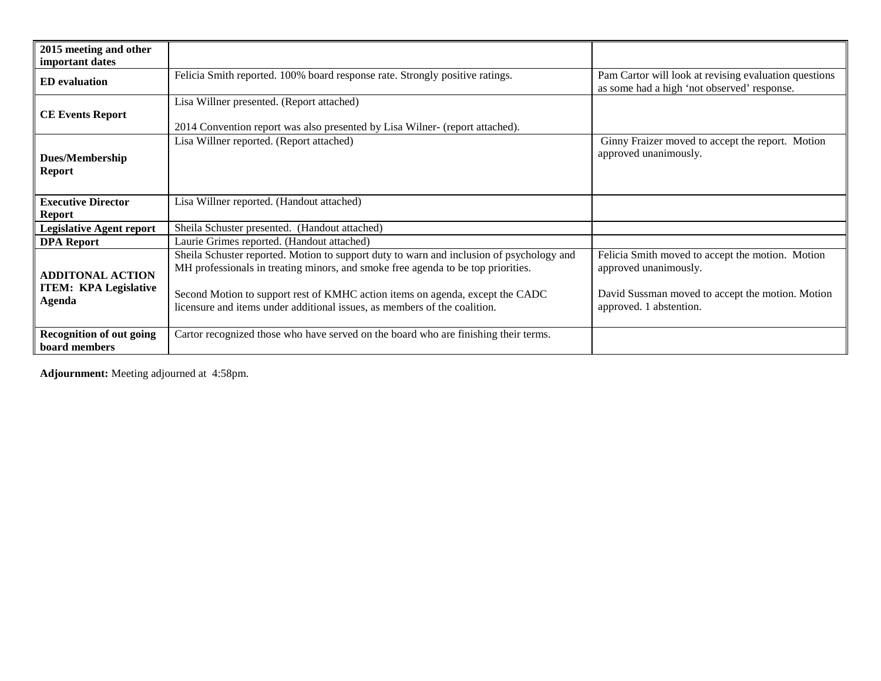| | | |
|---|---|---|
| **2015 meeting and other important dates** | | |
| **ED evaluation** | Felicia Smith reported. 100% board response rate. Strongly positive ratings. | Pam Cartor will look at revising evaluation questions as some had a high 'not observed' response. |
| **CE Events Report** | Lisa Willner presented. (Report attached)<br><br>2014 Convention report was also presented by Lisa Wilner- (report attached). | |
| **Dues/Membership Report** | Lisa Willner reported. (Report attached) | Ginny Fraizer moved to accept the report. Motion approved unanimously. |
| **Executive Director Report** | Lisa Willner reported. (Handout attached) | |
| **Legislative Agent report** | Sheila Schuster presented. (Handout attached) | |
| **DPA Report** | Laurie Grimes reported. (Handout attached) | |
| **ADDITONAL ACTION ITEM: KPA Legislative Agenda** | Sheila Schuster reported. Motion to support duty to warn and inclusion of psychology and MH professionals in treating minors, and smoke free agenda to be top priorities.<br><br>Second Motion to support rest of KMHC action items on agenda, except the CADC licensure and items under additional issues, as members of the coalition. | Felicia Smith moved to accept the motion. Motion approved unanimously.<br><br>David Sussman moved to accept the motion. Motion approved. 1 abstention. |
| **Recognition of out going board members** | Cartor recognized those who have served on the board who are finishing their terms. | |

**Adjournment:** Meeting adjourned at 4:58pm.